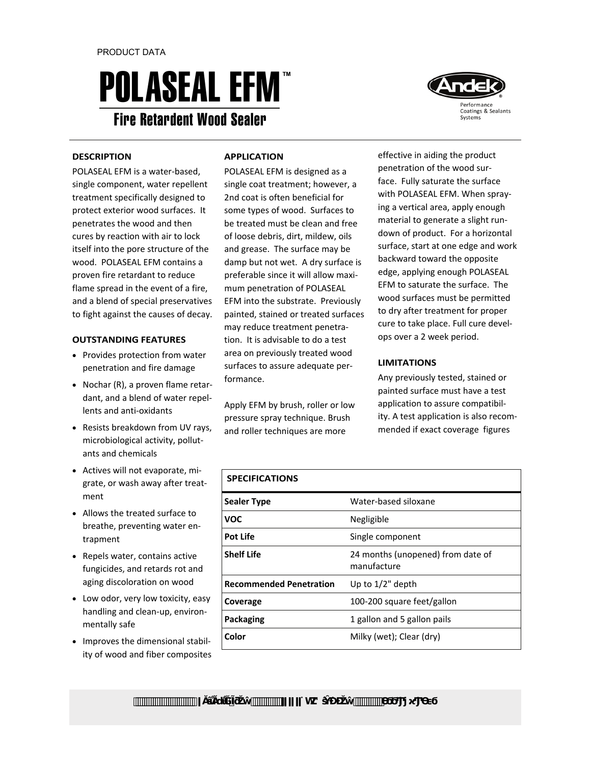PRODUCT DATA

# POLASEAL EFM™

## Fire Retardent Wood Sealer

Performance Coatings & Sealants Systems

### DESCRIPTION

POLASEAL EFM is a water-based, single component, water repellent treatment specifically designed to protect exterior wood surfaces. It penetrates the wood and then cures by reaction with air to lock itself into the pore structure of the wood. POLASEAL EFM contains a proven fire retardant to reduce flame spread in the event of a fire, and a blend of special preservatives to fight against the causes of decay.

### OUTSTANDING FEATURES

- Provides protection from water penetration and fire damage
- Nochar (R), a proven flame retardant, and a blend of water repellents and anti-oxidants
- Resists breakdown from UV rays, microbiological activity, pollutants and chemicals
- Actives will not evaporate, migrate, or wash away after treatment
- Allows the treated surface to breathe, preventing water entrapment
- Repels water, contains active fungicides, and retards rot and aging discoloration on wood
- Low odor, very low toxicity, easy handling and clean-up, environmentally safe
- Improves the dimensional stability of wood and fiber composites

### APPLICATION

POLASEAL EFM is designed as a single coat treatment; however, a 2nd coat is often beneficial for some types of wood. Surfaces to be treated must be clean and free of loose debris, dirt, mildew, oils and grease. The surface may be damp but not wet. A dry surface is preferable since it will allow maximum penetration of POLASEAL EFM into the substrate. Previously painted, stained or treated surfaces may reduce treatment penetration. It is advisable to do a test area on previously treated wood surfaces to assure adequate performance.

Apply EFM by brush, roller or low pressure spray technique. Brush and roller techniques are more effective in aiding the product penetration of the wood surface. Fully saturate the surface with POLASEAL EFM. When spraying a vertical area, apply enough material to generate a slight rundown of product. For a horizontal surface, start at one edge and work backward toward the opposite edge, applying enough POLASEAL EFM to saturate the surface. The wood surfaces must be permitted to dry after treatment for proper cure to take place. Full cure develops over a 2 week period.

### LIMITATIONS

Any previously tested, stained or painted surface must have a test application to assure compatibility. A test application is also recommended if exact coverage figures

| SPECIFICATIONS | |
|---|---|
| **Sealer Type** | Water-based siloxane |
| **VOC** | Negligible |
| **Pot Life** | Single component |
| **Shelf Life** | 24 months (unopened) from date of manufacture |
| **Recommended Penetration** | Up to 1/2" depth |
| **Coverage** | 100-200 square feet/gallon |
| **Packaging** | 1 gallon and 5 gallon pails |
| **Color** | Milky (wet); Clear (dry) |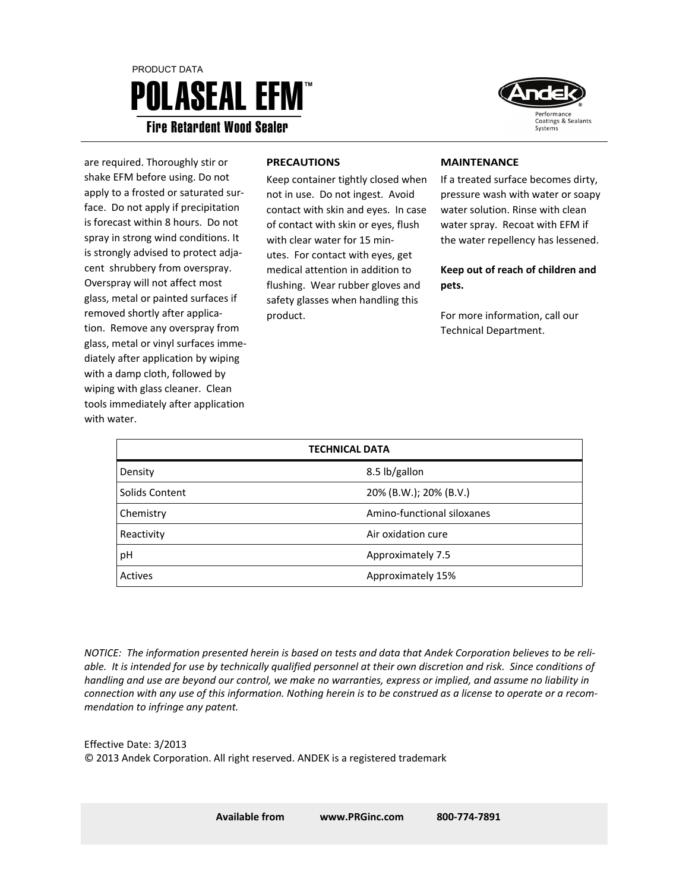are required. Thoroughly stir or shake EFM before using. Do not apply to a frosted or saturated surface. Do not apply if precipitation is forecast within 8 hours. Do not spray in strong wind conditions. It is strongly advised to protect adjacent shrubbery from overspray. Overspray will not affect most glass, metal or painted surfaces if removed shortly after application. Remove any overspray from glass, metal or vinyl surfaces immediately after application by wiping with a damp cloth, followed by wiping with glass cleaner. Clean tools immediately after application with water.

**PRECAUTIONS**

Keep container tightly closed when not in use. Do not ingest. Avoid contact with skin and eyes. In case of contact with skin or eyes, flush with clear water for 15 minutes. For contact with eyes, get medical attention in addition to flushing. Wear rubber gloves and safety glasses when handling this product.

**MAINTENANCE**

If a treated surface becomes dirty, pressure wash with water or soapy water solution. Rinse with clean water spray. Recoat with EFM if the water repellency has lessened.

**Keep out of reach of children and pets.**

For more information, call our Technical Department.

| TECHNICAL DATA | |
|---|---|
| Density | 8.5 lb/gallon |
| Solids Content | 20% (B.W.); 20% (B.V.) |
| Chemistry | Amino-functional siloxanes |
| Reactivity | Air oxidation cure |
| pH | Approximately 7.5 |
| Actives | Approximately 15% |

*NOTICE: The information presented herein is based on tests and data that Andek Corporation believes to be reliable. It is intended for use by technically qualified personnel at their own discretion and risk. Since conditions of handling and use are beyond our control, we make no warranties, express or implied, and assume no liability in connection with any use of this information. Nothing herein is to be construed as a license to operate or a recommendation to infringe any patent.*

Effective Date: 3/2013
© 2013 Andek Corporation. All right reserved. ANDEK is a registered trademark

**Available from www.PRGinc.com 800-774-7891**